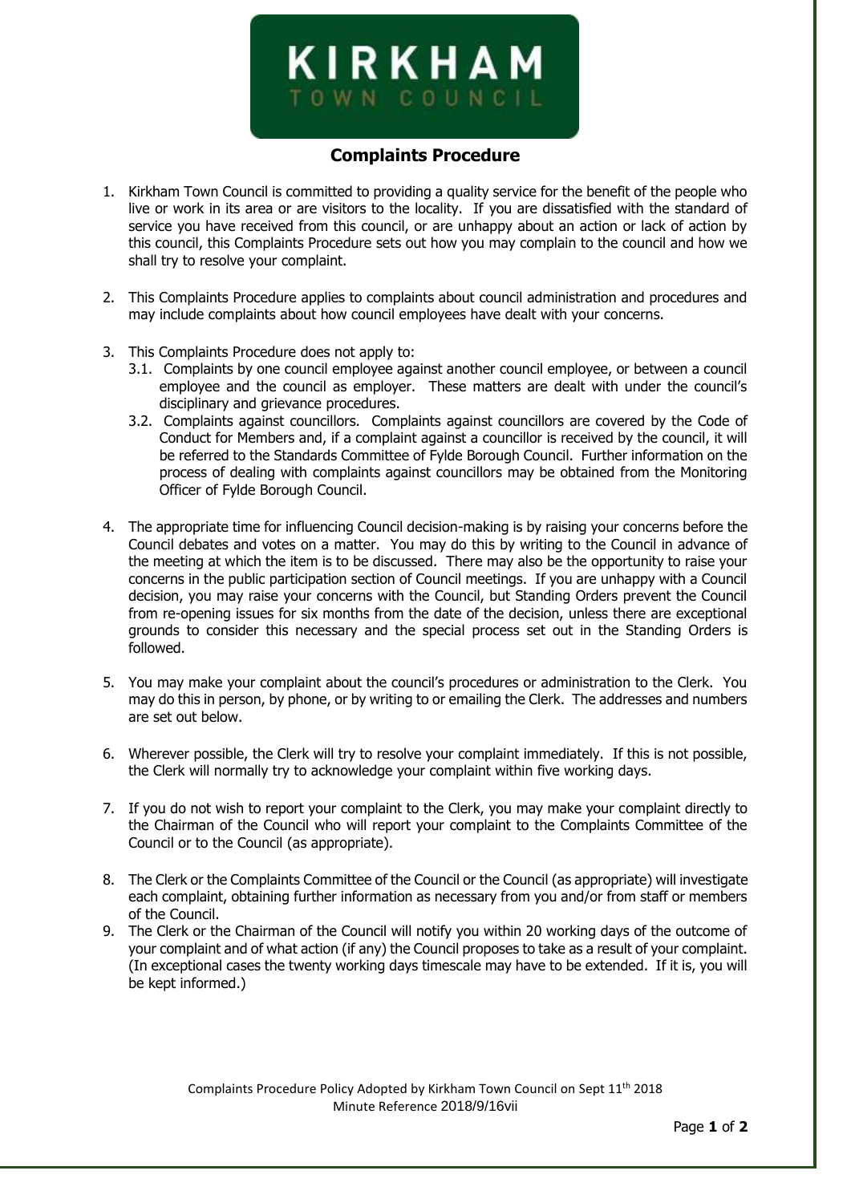# KIRKHAM
TOWN COUNCIL

## Complaints Procedure

1. Kirkham Town Council is committed to providing a quality service for the benefit of the people who live or work in its area or are visitors to the locality. If you are dissatisfied with the standard of service you have received from this council, or are unhappy about an action or lack of action by this council, this Complaints Procedure sets out how you may complain to the council and how we shall try to resolve your complaint.

2. This Complaints Procedure applies to complaints about council administration and procedures and may include complaints about how council employees have dealt with your concerns.

3. This Complaints Procedure does not apply to:
   - 3.1. Complaints by one council employee against another council employee, or between a council employee and the council as employer. These matters are dealt with under the council's disciplinary and grievance procedures.
   - 3.2. Complaints against councillors. Complaints against councillors are covered by the Code of Conduct for Members and, if a complaint against a councillor is received by the council, it will be referred to the Standards Committee of Fylde Borough Council. Further information on the process of dealing with complaints against councillors may be obtained from the Monitoring Officer of Fylde Borough Council.

4. The appropriate time for influencing Council decision-making is by raising your concerns before the Council debates and votes on a matter. You may do this by writing to the Council in advance of the meeting at which the item is to be discussed. There may also be the opportunity to raise your concerns in the public participation section of Council meetings. If you are unhappy with a Council decision, you may raise your concerns with the Council, but Standing Orders prevent the Council from re-opening issues for six months from the date of the decision, unless there are exceptional grounds to consider this necessary and the special process set out in the Standing Orders is followed.

5. You may make your complaint about the council's procedures or administration to the Clerk. You may do this in person, by phone, or by writing to or emailing the Clerk. The addresses and numbers are set out below.

6. Wherever possible, the Clerk will try to resolve your complaint immediately. If this is not possible, the Clerk will normally try to acknowledge your complaint within five working days.

7. If you do not wish to report your complaint to the Clerk, you may make your complaint directly to the Chairman of the Council who will report your complaint to the Complaints Committee of the Council or to the Council (as appropriate).

8. The Clerk or the Complaints Committee of the Council or the Council (as appropriate) will investigate each complaint, obtaining further information as necessary from you and/or from staff or members of the Council.

9. The Clerk or the Chairman of the Council will notify you within 20 working days of the outcome of your complaint and of what action (if any) the Council proposes to take as a result of your complaint. (In exceptional cases the twenty working days timescale may have to be extended. If it is, you will be kept informed.)

Complaints Procedure Policy Adopted by Kirkham Town Council on Sept 11th 2018
Minute Reference 2018/9/16vii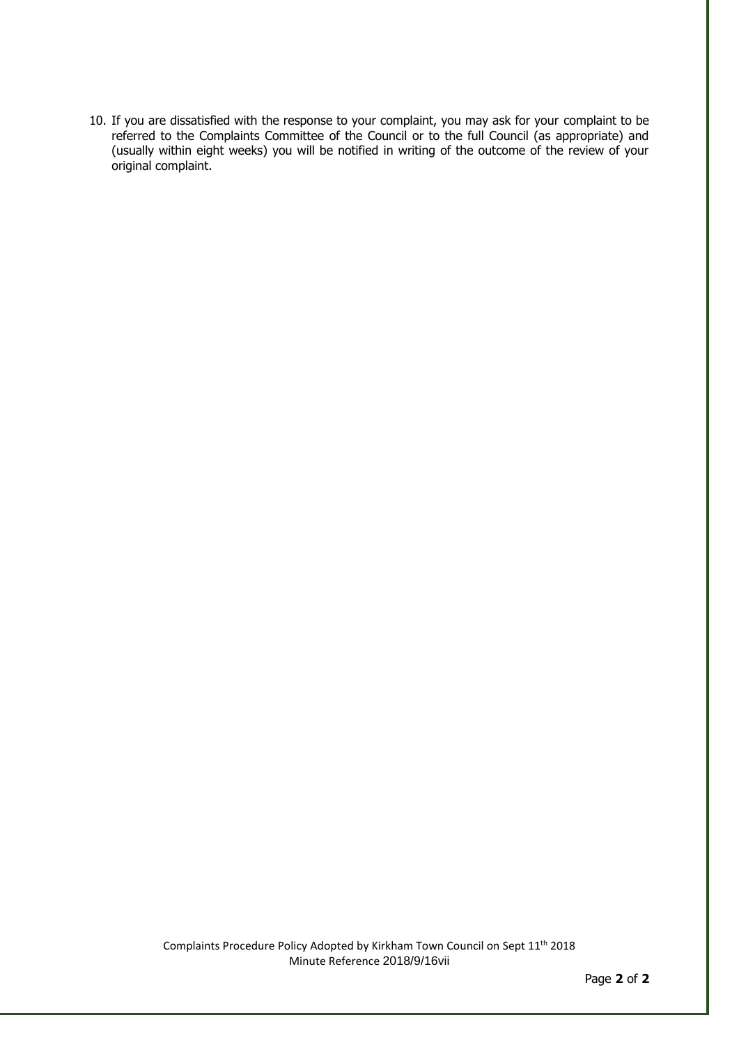10. If you are dissatisfied with the response to your complaint, you may ask for your complaint to be referred to the Complaints Committee of the Council or to the full Council (as appropriate) and (usually within eight weeks) you will be notified in writing of the outcome of the review of your original complaint.